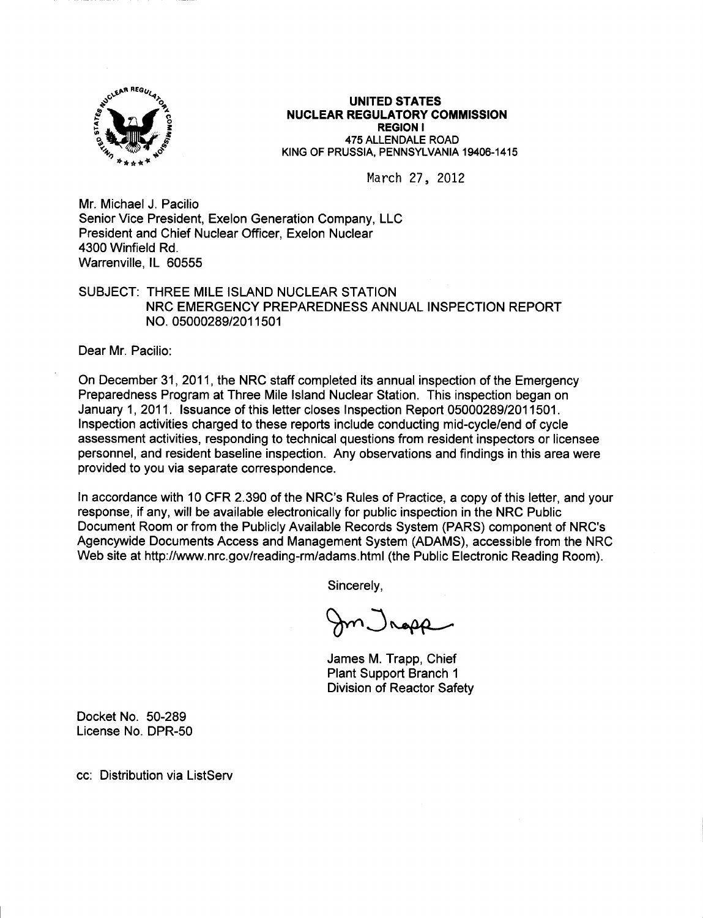**UNITED STATES**
**NUCLEAR REGULATORY COMMISSION**
**REGION I**
475 ALLENDALE ROAD
KING OF PRUSSIA, PENNSYLVANIA 19406-1415

March 27, 2012

Mr. Michael J. Pacilio
Senior Vice President, Exelon Generation Company, LLC
President and Chief Nuclear Officer, Exelon Nuclear
4300 Winfield Rd.
Warrenville, IL 60555

SUBJECT: THREE MILE ISLAND NUCLEAR STATION
NRC EMERGENCY PREPAREDNESS ANNUAL INSPECTION REPORT
NO. 05000289/2011501

Dear Mr. Pacilio:

On December 31, 2011, the NRC staff completed its annual inspection of the Emergency Preparedness Program at Three Mile Island Nuclear Station. This inspection began on January 1, 2011. Issuance of this letter closes Inspection Report 05000289/2011501. Inspection activities charged to these reports include conducting mid-cycle/end of cycle assessment activities, responding to technical questions from resident inspectors or licensee personnel, and resident baseline inspection. Any observations and findings in this area were provided to you via separate correspondence.

In accordance with 10 CFR 2.390 of the NRC's Rules of Practice, a copy of this letter, and your response, if any, will be available electronically for public inspection in the NRC Public Document Room or from the Publicly Available Records System (PARS) component of NRC's Agencywide Documents Access and Management System (ADAMS), accessible from the NRC Web site at http://www.nrc.gov/reading-rm/adams.html (the Public Electronic Reading Room).

Sincerely,

James M. Trapp, Chief
Plant Support Branch 1
Division of Reactor Safety

Docket No. 50-289
License No. DPR-50

cc: Distribution via ListServ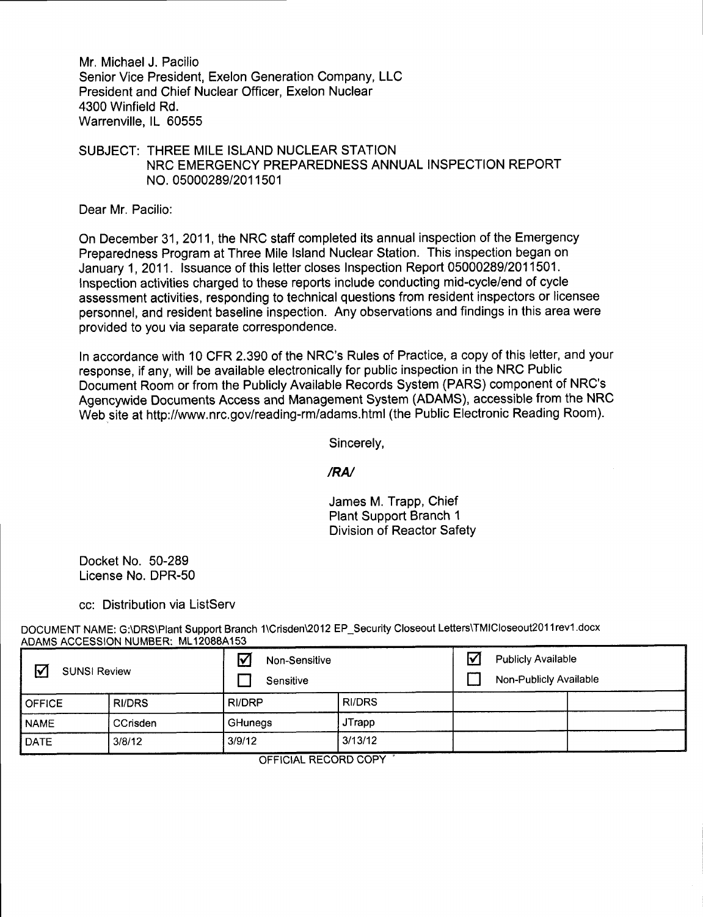Mr. Michael J. Pacilio
Senior Vice President, Exelon Generation Company, LLC
President and Chief Nuclear Officer, Exelon Nuclear
4300 Winfield Rd.
Warrenville, IL 60555

SUBJECT: THREE MILE ISLAND NUCLEAR STATION
NRC EMERGENCY PREPAREDNESS ANNUAL INSPECTION REPORT
NO. 05000289/2011501

Dear Mr. Pacilio:

On December 31, 2011, the NRC staff completed its annual inspection of the Emergency Preparedness Program at Three Mile Island Nuclear Station. This inspection began on January 1, 2011. Issuance of this letter closes Inspection Report 05000289/2011501. Inspection activities charged to these reports include conducting mid-cycle/end of cycle assessment activities, responding to technical questions from resident inspectors or licensee personnel, and resident baseline inspection. Any observations and findings in this area were provided to you via separate correspondence.

In accordance with 10 CFR 2.390 of the NRC's Rules of Practice, a copy of this letter, and your response, if any, will be available electronically for public inspection in the NRC Public Document Room or from the Publicly Available Records System (PARS) component of NRC's Agencywide Documents Access and Management System (ADAMS), accessible from the NRC Web site at http://www.nrc.gov/reading-rm/adams.html (the Public Electronic Reading Room).

Sincerely,

***/RA/***

James M. Trapp, Chief
Plant Support Branch 1
Division of Reactor Safety

Docket No. 50-289
License No. DPR-50

cc: Distribution via ListServ

DOCUMENT NAME: G:\DRS\Plant Support Branch 1\Crisden\2012 EP_Security Closeout Letters\TMICloseout2011rev1.docx
ADAMS ACCESSION NUMBER: ML12088A153

| ☑ SUNSI Review | | ☑ Non-Sensitive ☐ Sensitive | | ☑ Publicly Available ☐ Non-Publicly Available | |
|---|---|---|---|---|---|
| OFFICE | RI/DRS | RI/DRP | RI/DRS | | |
| NAME | CCrisden | GHunegs | JTrapp | | |
| DATE | 3/8/12 | 3/9/12 | 3/13/12 | | |

OFFICIAL RECORD COPY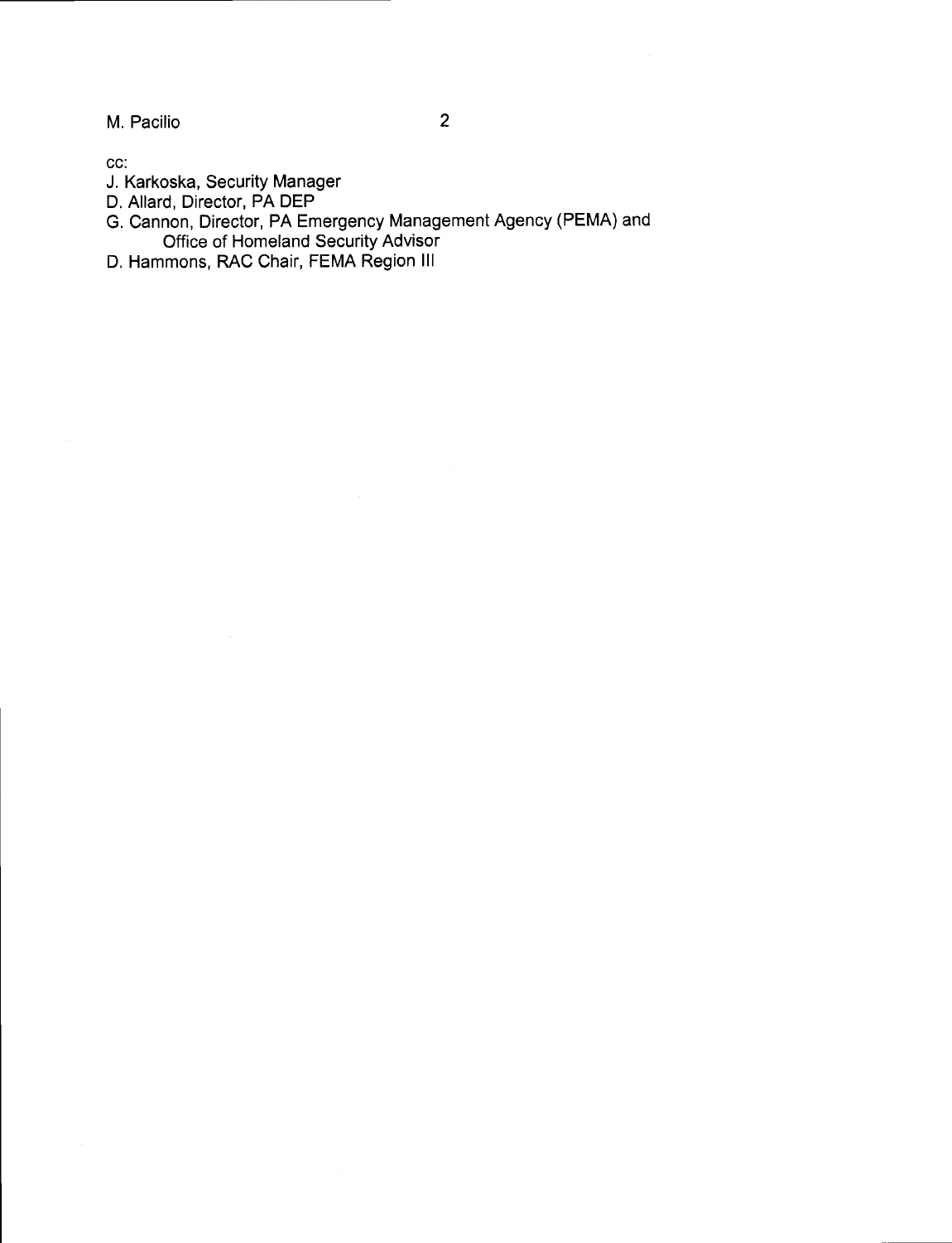cc:

J. Karkoska, Security Manager

D. Allard, Director, PA DEP

G. Cannon, Director, PA Emergency Management Agency (PEMA) and Office of Homeland Security Advisor

D. Hammons, RAC Chair, FEMA Region III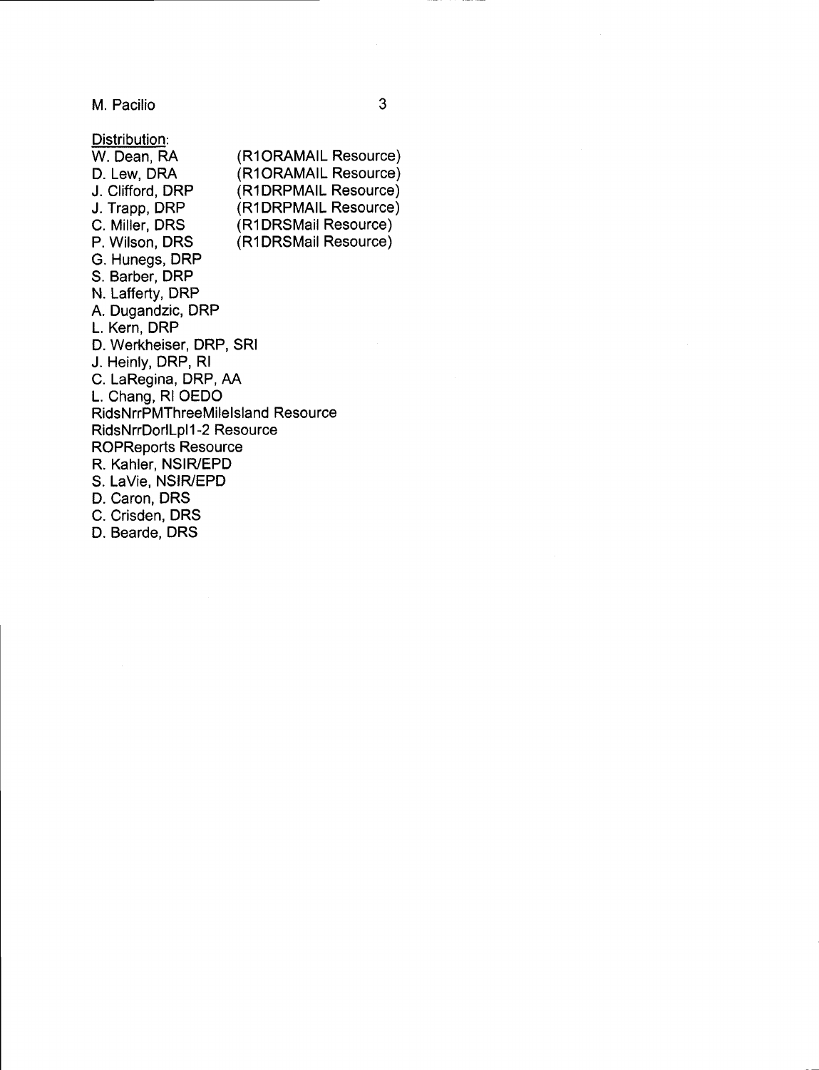M. Pacilio

Distribution:

W. Dean, RA (R1ORAMAIL Resource)
D. Lew, DRA (R1ORAMAIL Resource)
J. Clifford, DRP (R1DRPMAIL Resource)
J. Trapp, DRP (R1DRPMAIL Resource)
C. Miller, DRS (R1DRSMail Resource)
P. Wilson, DRS (R1DRSMail Resource)
G. Hunegs, DRP
S. Barber, DRP
N. Lafferty, DRP
A. Dugandzic, DRP
L. Kern, DRP
D. Werkheiser, DRP, SRI
J. Heinly, DRP, RI
C. LaRegina, DRP, AA
L. Chang, RI OEDO
RidsNrrPMThreeMileIsland Resource
RidsNrrDorlLpl1-2 Resource
ROPReports Resource
R. Kahler, NSIR/EPD
S. LaVie, NSIR/EPD
D. Caron, DRS
C. Crisden, DRS
D. Bearde, DRS